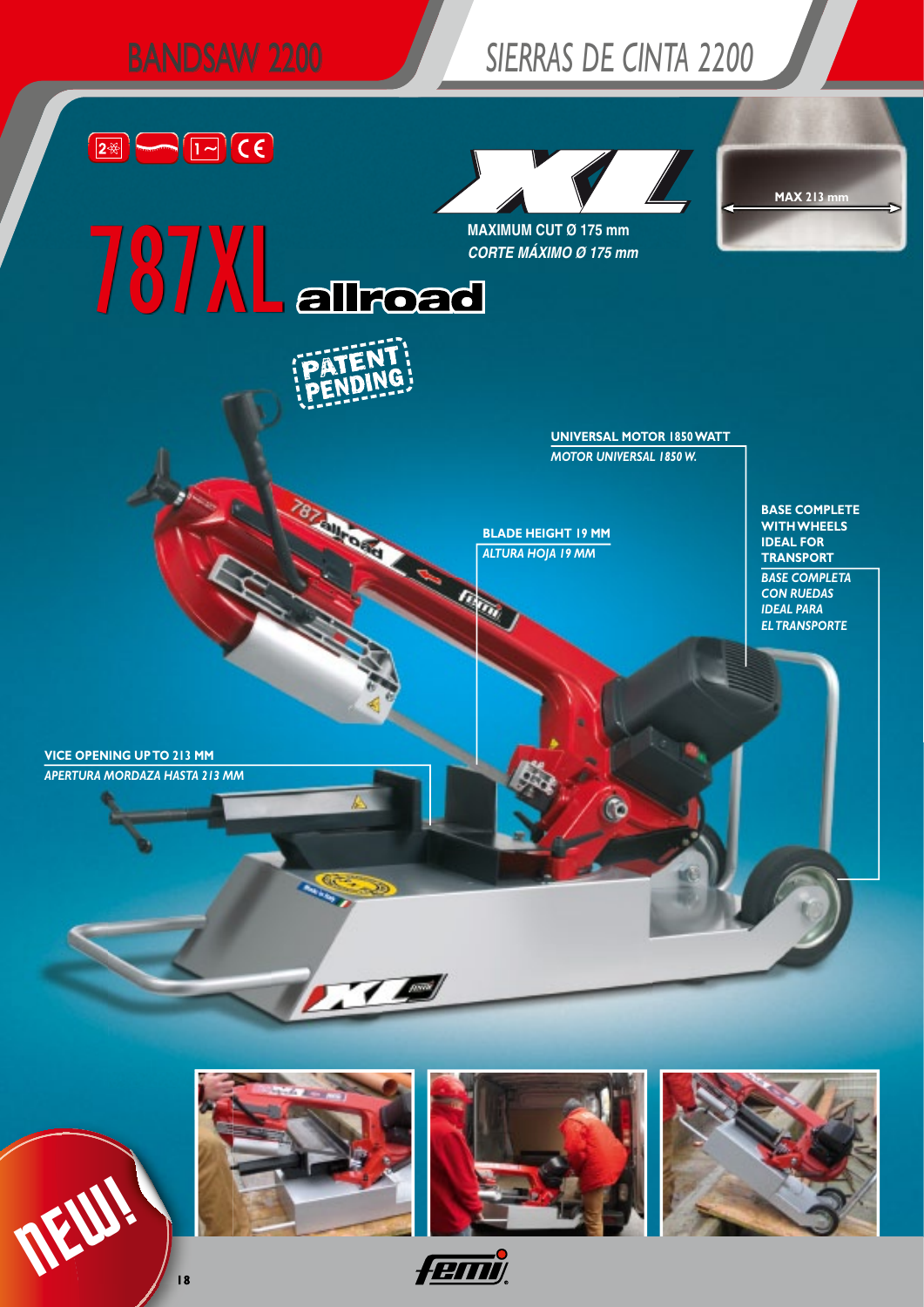# BANDSAW 2200

# SIERRAS DE CINTA 2200

# 787XL allroad

XL

**MAXIMUM CUT Ø 175 mm**
*CORTE MÁXIMO Ø 175 mm*

MAX 213 mm

PATENT PENDING

**UNIVERSAL MOTOR 1850 WATT**
*MOTOR UNIVERSAL 1850 W.*

**BLADE HEIGHT 19 MM**
*ALTURA HOJA 19 MM*

**BASE COMPLETE WITH WHEELS IDEAL FOR TRANSPORT**
*BASE COMPLETA CON RUEDAS IDEAL PARA EL TRANSPORTE*

**VICE OPENING UP TO 213 MM**
*APERTURA MORDAZA HASTA 213 MM*

NEW!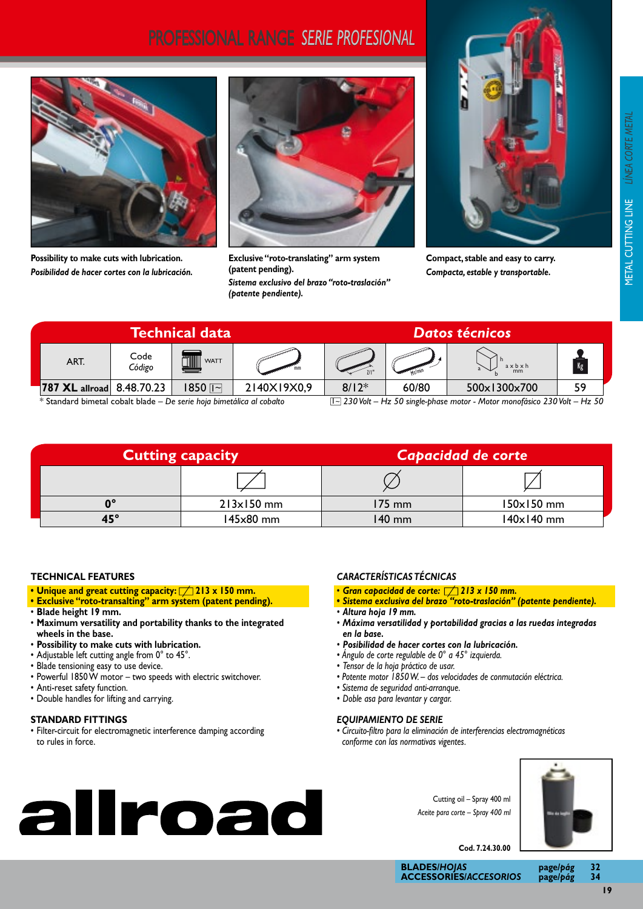# PROFESSIONAL RANGE *SERIE PROFESIONAL*

**Possibility to make cuts with lubrication.**
***Posibilidad de hacer cortes con la lubricación.***

**Exclusive "roto-translating" arm system (patent pending).**
***Sistema exclusivo del brazo "roto-traslación" (patente pendiente).***

**Compact, stable and easy to carry.**
***Compacta, estable y transportable.***

METAL CUTTING LINE *LÍNEA CORTE METAL*

## Technical data *Datos técnicos*

| ART. | Code *Código* | WATT | mm | 1/1" | Mt/min | a x b x h mm | Kg |
|---|---|---|---|---|---|---|---|
| **787 XL allroad** | 8.48.70.23 | 1850 | 2140X19X0,9 | 8/12* | 60/80 | 500x1300x700 | 59 |

\* Standard bimetal cobalt blade – *De serie hoja bimetálica al cobalto*

*230 Volt – Hz 50 single-phase motor - Motor monofásico 230 Volt – Hz 50*

## Cutting capacity *Capacidad de corte*

| | ▭ | ⌀ | □ |
|---|---|---|---|
| **0°** | 213x150 mm | 175 mm | 150x150 mm |
| **45°** | 145x80 mm | 140 mm | 140x140 mm |

### TECHNICAL FEATURES

- **Unique and great cutting capacity: 213 x 150 mm.**
- **Exclusive "roto-transalting" arm system (patent pending).**
- **Blade height 19 mm.**
- **Maximum versatility and portability thanks to the integrated wheels in the base.**
- **Possibility to make cuts with lubrication.**
- Adjustable left cutting angle from 0° to 45°.
- Blade tensioning easy to use device.
- Powerful 1850 W motor – two speeds with electric switchover.
- Anti-reset safety function.
- Double handles for lifting and carrying.

### STANDARD FITTINGS

- Filter-circuit for electromagnetic interference damping according to rules in force.

### *CARACTERÍSTICAS TÉCNICAS*

- ***Gran capacidad de corte: 213 x 150 mm.***
- ***Sistema exclusiva del brazo "roto-traslación" (patente pendiente).***
- ***Altura hoja 19 mm.***
- ***Máxima versatilidad y portabilidad gracias a las ruedas integradas en la base.***
- ***Posibilidad de hacer cortes con la lubricación.***
- *Ángulo de corte regulable de 0° a 45° izquierda.*
- *Tensor de la hoja práctico de usar.*
- *Potente motor 1850 W. – dos velocidades de conmutación eléctrica.*
- *Sistema de seguridad anti-arranque.*
- *Doble asa para levantar y cargar.*

### *EQUIPAMIENTO DE SERIE*

- *Circuito-filtro para la eliminación de interferencias electromagnéticas conforme con las normativas vigentes.*

**allroad**

Cutting oil – Spray 400 ml
*Aceite para corte – Spray 400 ml*

**Cod. 7.24.30.00**

| | | |
|---|---|---|
| **BLADES/*HOJAS*** | **page/*pág*** | **32** |
| **ACCESSORIES/*ACCESORIOS*** | **page/*pág*** | **34** |